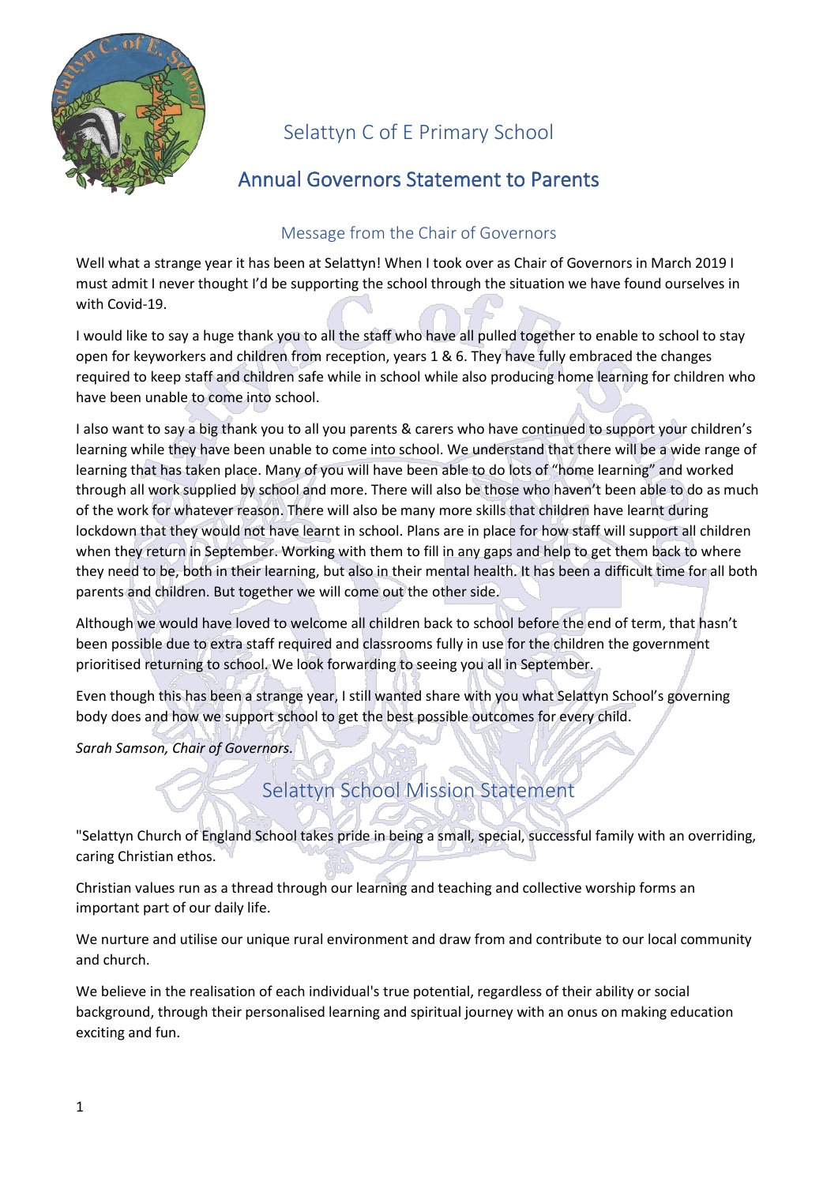# Selattyn C of E Primary School

## Annual Governors Statement to Parents

### Message from the Chair of Governors

Well what a strange year it has been at Selattyn! When I took over as Chair of Governors in March 2019 I must admit I never thought I'd be supporting the school through the situation we have found ourselves in with Covid-19.

I would like to say a huge thank you to all the staff who have all pulled together to enable to school to stay open for keyworkers and children from reception, years 1 & 6. They have fully embraced the changes required to keep staff and children safe while in school while also producing home learning for children who have been unable to come into school.

I also want to say a big thank you to all you parents & carers who have continued to support your children's learning while they have been unable to come into school. We understand that there will be a wide range of learning that has taken place. Many of you will have been able to do lots of "home learning" and worked through all work supplied by school and more. There will also be those who haven't been able to do as much of the work for whatever reason. There will also be many more skills that children have learnt during lockdown that they would not have learnt in school. Plans are in place for how staff will support all children when they return in September. Working with them to fill in any gaps and help to get them back to where they need to be, both in their learning, but also in their mental health. It has been a difficult time for all both parents and children. But together we will come out the other side.

Although we would have loved to welcome all children back to school before the end of term, that hasn't been possible due to extra staff required and classrooms fully in use for the children the government prioritised returning to school. We look forwarding to seeing you all in September.

Even though this has been a strange year, I still wanted share with you what Selattyn School's governing body does and how we support school to get the best possible outcomes for every child.

*Sarah Samson, Chair of Governors.*

## Selattyn School Mission Statement

"Selattyn Church of England School takes pride in being a small, special, successful family with an overriding, caring Christian ethos.

Christian values run as a thread through our learning and teaching and collective worship forms an important part of our daily life.

We nurture and utilise our unique rural environment and draw from and contribute to our local community and church.

We believe in the realisation of each individual's true potential, regardless of their ability or social background, through their personalised learning and spiritual journey with an onus on making education exciting and fun.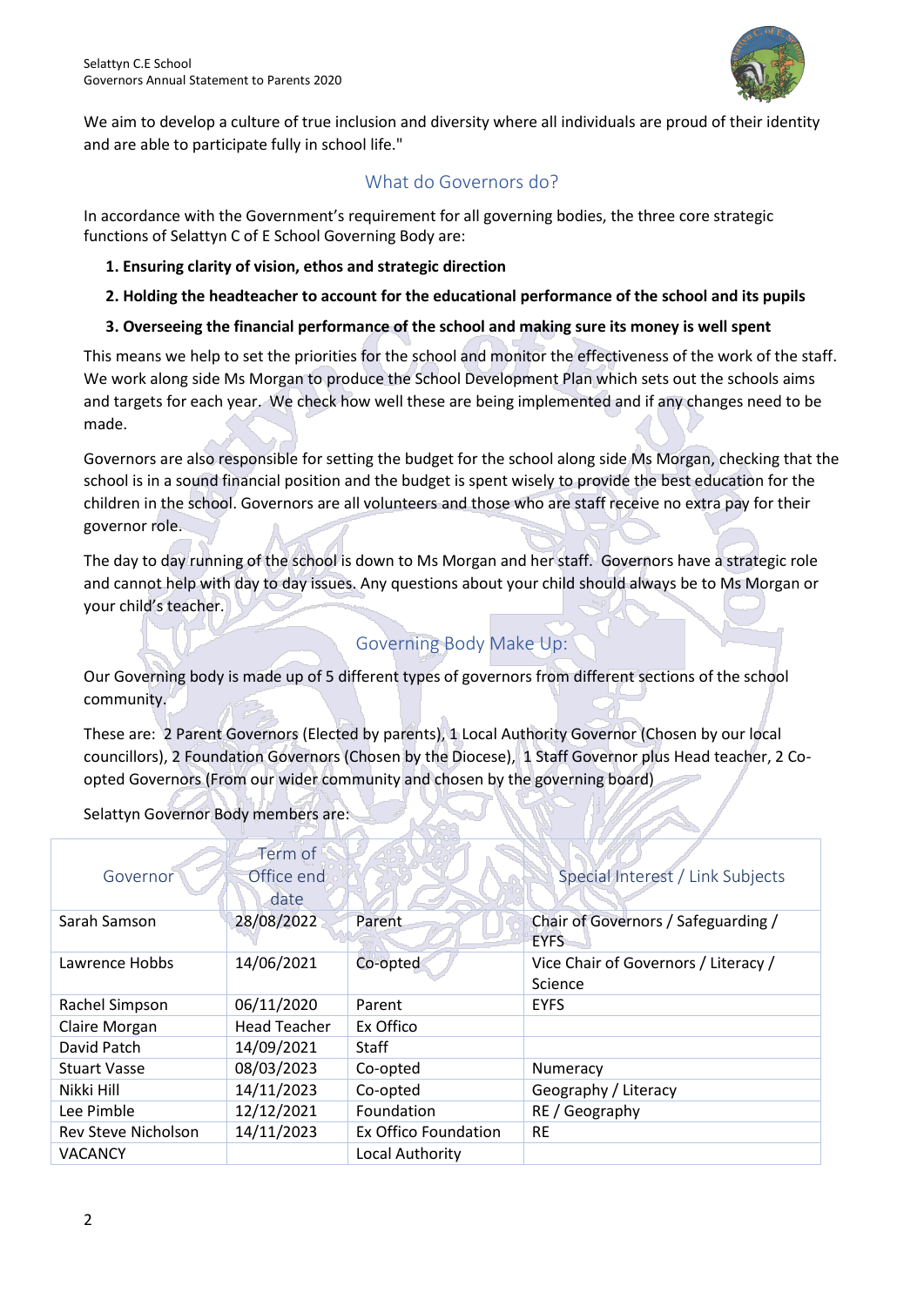We aim to develop a culture of true inclusion and diversity where all individuals are proud of their identity and are able to participate fully in school life."

## What do Governors do?

In accordance with the Government's requirement for all governing bodies, the three core strategic functions of Selattyn C of E School Governing Body are:

1. **Ensuring clarity of vision, ethos and strategic direction**
2. **Holding the headteacher to account for the educational performance of the school and its pupils**
3. **Overseeing the financial performance of the school and making sure its money is well spent**

This means we help to set the priorities for the school and monitor the effectiveness of the work of the staff. We work along side Ms Morgan to produce the School Development Plan which sets out the schools aims and targets for each year. We check how well these are being implemented and if any changes need to be made.

Governors are also responsible for setting the budget for the school along side Ms Morgan, checking that the school is in a sound financial position and the budget is spent wisely to provide the best education for the children in the school. Governors are all volunteers and those who are staff receive no extra pay for their governor role.

The day to day running of the school is down to Ms Morgan and her staff. Governors have a strategic role and cannot help with day to day issues. Any questions about your child should always be to Ms Morgan or your child's teacher.

## Governing Body Make Up:

Our Governing body is made up of 5 different types of governors from different sections of the school community.

These are: 2 Parent Governors (Elected by parents), 1 Local Authority Governor (Chosen by our local councillors), 2 Foundation Governors (Chosen by the Diocese), 1 Staff Governor plus Head teacher, 2 Co-opted Governors (From our wider community and chosen by the governing board)

Selattyn Governor Body members are:

| Governor | Term of Office end date | | Special Interest / Link Subjects |
|---|---|---|---|
| Sarah Samson | 28/08/2022 | Parent | Chair of Governors / Safeguarding / EYFS |
| Lawrence Hobbs | 14/06/2021 | Co-opted | Vice Chair of Governors / Literacy / Science |
| Rachel Simpson | 06/11/2020 | Parent | EYFS |
| Claire Morgan | Head Teacher | Ex Offico | |
| David Patch | 14/09/2021 | Staff | |
| Stuart Vasse | 08/03/2023 | Co-opted | Numeracy |
| Nikki Hill | 14/11/2023 | Co-opted | Geography / Literacy |
| Lee Pimble | 12/12/2021 | Foundation | RE / Geography |
| Rev Steve Nicholson | 14/11/2023 | Ex Offico Foundation | RE |
| VACANCY | | Local Authority | |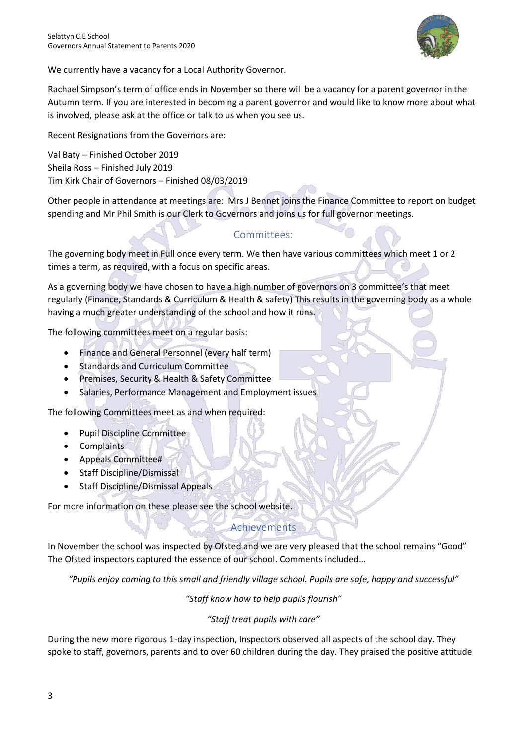We currently have a vacancy for a Local Authority Governor.

Rachael Simpson's term of office ends in November so there will be a vacancy for a parent governor in the Autumn term. If you are interested in becoming a parent governor and would like to know more about what is involved, please ask at the office or talk to us when you see us.

Recent Resignations from the Governors are:

Val Baty – Finished October 2019
Sheila Ross – Finished July 2019
Tim Kirk Chair of Governors – Finished 08/03/2019

Other people in attendance at meetings are: Mrs J Bennet joins the Finance Committee to report on budget spending and Mr Phil Smith is our Clerk to Governors and joins us for full governor meetings.

## Committees:

The governing body meet in Full once every term. We then have various committees which meet 1 or 2 times a term, as required, with a focus on specific areas.

As a governing body we have chosen to have a high number of governors on 3 committee's that meet regularly (Finance, Standards & Curriculum & Health & safety) This results in the governing body as a whole having a much greater understanding of the school and how it runs.

The following committees meet on a regular basis:

- Finance and General Personnel (every half term)
- Standards and Curriculum Committee
- Premises, Security & Health & Safety Committee
- Salaries, Performance Management and Employment issues

The following Committees meet as and when required:

- Pupil Discipline Committee
- Complaints
- Appeals Committee#
- Staff Discipline/Dismissal
- Staff Discipline/Dismissal Appeals

For more information on these please see the school website.

## Achievements

In November the school was inspected by Ofsted and we are very pleased that the school remains "Good" The Ofsted inspectors captured the essence of our school. Comments included…

*"Pupils enjoy coming to this small and friendly village school. Pupils are safe, happy and successful"*

*"Staff know how to help pupils flourish"*

*"Staff treat pupils with care"*

During the new more rigorous 1-day inspection, Inspectors observed all aspects of the school day. They spoke to staff, governors, parents and to over 60 children during the day. They praised the positive attitude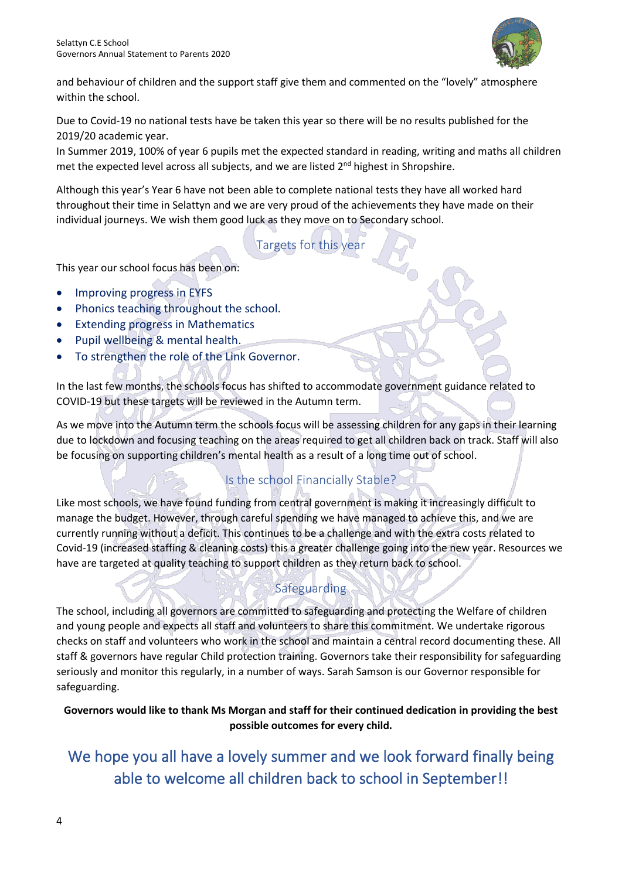and behaviour of children and the support staff give them and commented on the "lovely" atmosphere within the school.

Due to Covid-19 no national tests have be taken this year so there will be no results published for the 2019/20 academic year.
In Summer 2019, 100% of year 6 pupils met the expected standard in reading, writing and maths all children met the expected level across all subjects, and we are listed 2nd highest in Shropshire.

Although this year's Year 6 have not been able to complete national tests they have all worked hard throughout their time in Selattyn and we are very proud of the achievements they have made on their individual journeys. We wish them good luck as they move on to Secondary school.

## Targets for this year

This year our school focus has been on:

- Improving progress in EYFS
- Phonics teaching throughout the school.
- Extending progress in Mathematics
- Pupil wellbeing & mental health.
- To strengthen the role of the Link Governor.

In the last few months, the schools focus has shifted to accommodate government guidance related to COVID-19 but these targets will be reviewed in the Autumn term.

As we move into the Autumn term the schools focus will be assessing children for any gaps in their learning due to lockdown and focusing teaching on the areas required to get all children back on track. Staff will also be focusing on supporting children's mental health as a result of a long time out of school.

## Is the school Financially Stable?

Like most schools, we have found funding from central government is making it increasingly difficult to manage the budget. However, through careful spending we have managed to achieve this, and we are currently running without a deficit. This continues to be a challenge and with the extra costs related to Covid-19 (increased staffing & cleaning costs) this a greater challenge going into the new year. Resources we have are targeted at quality teaching to support children as they return back to school.

## Safeguarding

The school, including all governors are committed to safeguarding and protecting the Welfare of children and young people and expects all staff and volunteers to share this commitment. We undertake rigorous checks on staff and volunteers who work in the school and maintain a central record documenting these. All staff & governors have regular Child protection training. Governors take their responsibility for safeguarding seriously and monitor this regularly, in a number of ways. Sarah Samson is our Governor responsible for safeguarding.

**Governors would like to thank Ms Morgan and staff for their continued dedication in providing the best possible outcomes for every child.**

## We hope you all have a lovely summer and we look forward finally being able to welcome all children back to school in September!!